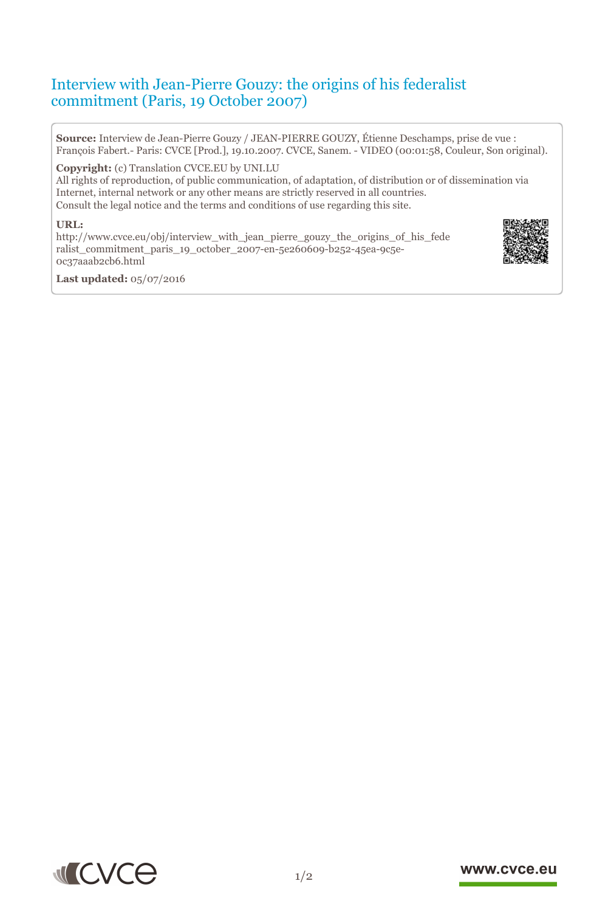# Interview with Jean-Pierre Gouzy: the origins of his federalist commitment (Paris, 19 October 2007)

**Source:** Interview de Jean-Pierre Gouzy / JEAN-PIERRE GOUZY, Étienne Deschamps, prise de vue : François Fabert.- Paris: CVCE [Prod.], 19.10.2007. CVCE, Sanem. - VIDEO (00:01:58, Couleur, Son original).

**Copyright:** (c) Translation CVCE.EU by UNI.LU
All rights of reproduction, of public communication, of adaptation, of distribution or of dissemination via Internet, internal network or any other means are strictly reserved in all countries.
Consult the legal notice and the terms and conditions of use regarding this site.

**URL:**
http://www.cvce.eu/obj/interview_with_jean_pierre_gouzy_the_origins_of_his_federalist_commitment_paris_19_october_2007-en-5e260609-b252-45ea-9c5e-0c37aaab2cb6.html

**Last updated:** 05/07/2016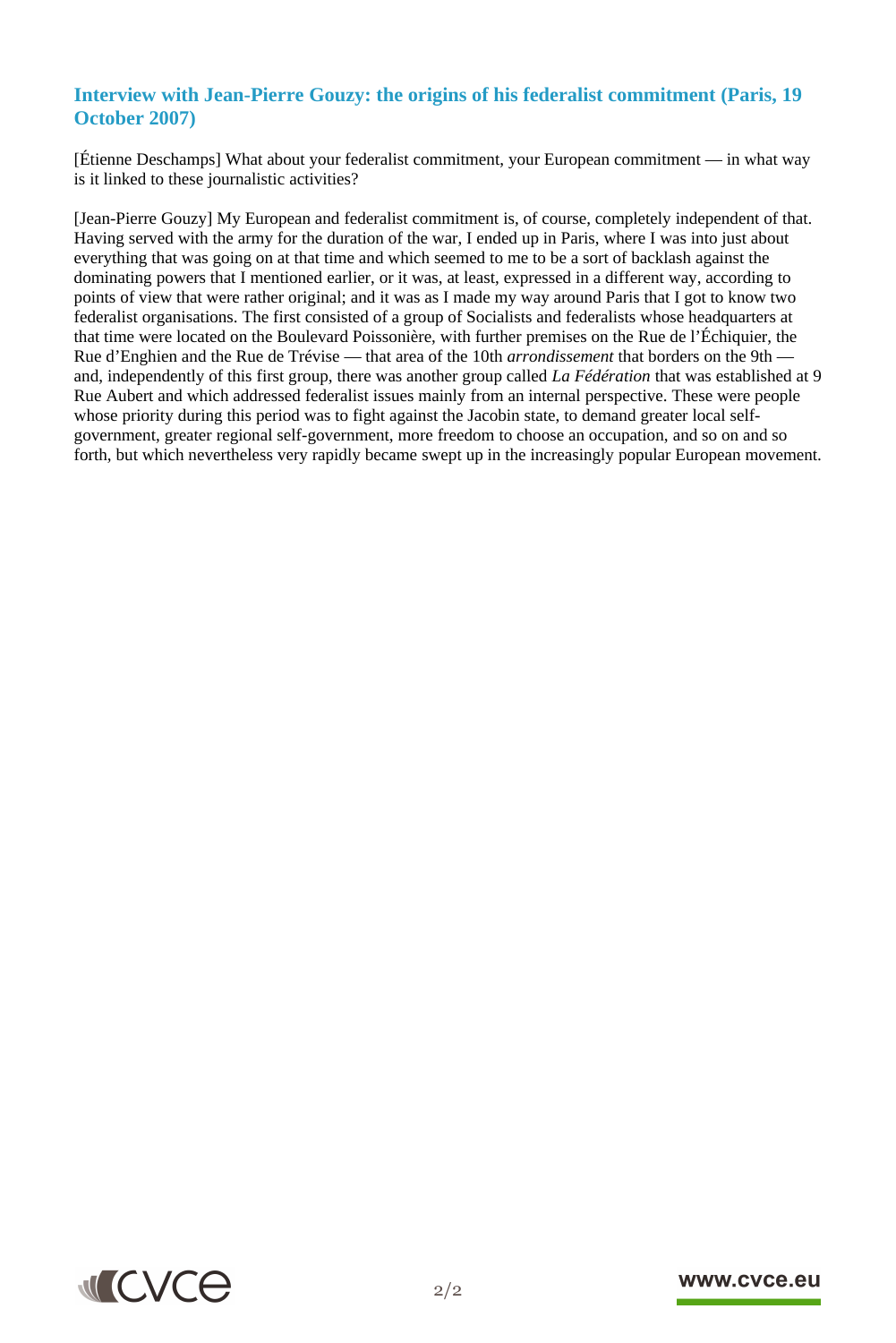## Interview with Jean-Pierre Gouzy: the origins of his federalist commitment (Paris, 19 October 2007)

[Étienne Deschamps] What about your federalist commitment, your European commitment — in what way is it linked to these journalistic activities?

[Jean-Pierre Gouzy] My European and federalist commitment is, of course, completely independent of that. Having served with the army for the duration of the war, I ended up in Paris, where I was into just about everything that was going on at that time and which seemed to me to be a sort of backlash against the dominating powers that I mentioned earlier, or it was, at least, expressed in a different way, according to points of view that were rather original; and it was as I made my way around Paris that I got to know two federalist organisations. The first consisted of a group of Socialists and federalists whose headquarters at that time were located on the Boulevard Poissonière, with further premises on the Rue de l'Échiquier, the Rue d'Enghien and the Rue de Trévise — that area of the 10th *arrondissement* that borders on the 9th — and, independently of this first group, there was another group called *La Fédération* that was established at 9 Rue Aubert and which addressed federalist issues mainly from an internal perspective. These were people whose priority during this period was to fight against the Jacobin state, to demand greater local self-government, greater regional self-government, more freedom to choose an occupation, and so on and so forth, but which nevertheless very rapidly became swept up in the increasingly popular European movement.